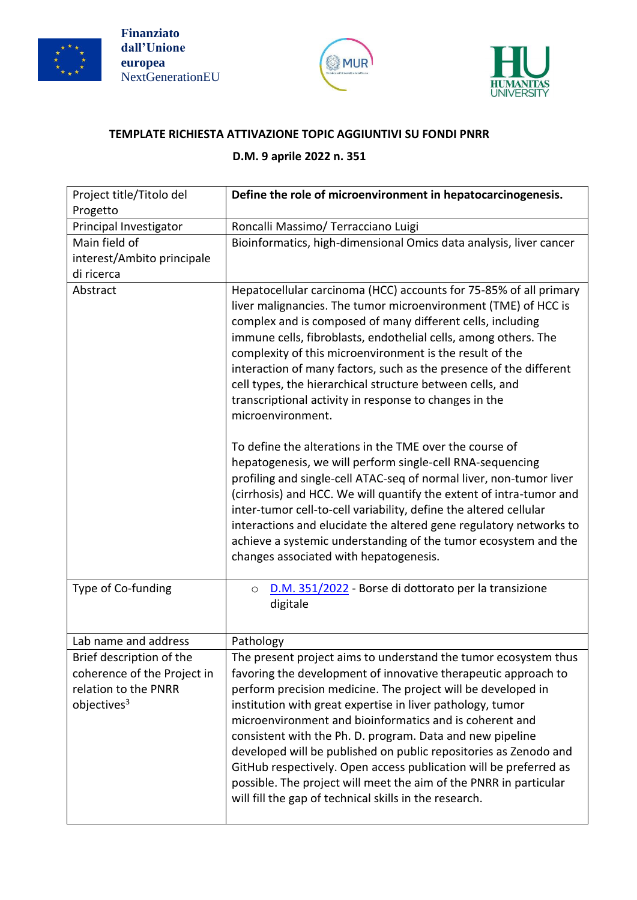Finanziato dall'Unione europea NextGenerationEU

MUR

HUMANITAS UNIVERSITY

**TEMPLATE RICHIESTA ATTIVAZIONE TOPIC AGGIUNTIVI SU FONDI PNRR**

**D.M. 9 aprile 2022 n. 351**

| Project title/Titolo del Progetto | **Define the role of microenvironment in hepatocarcinogenesis.** |
|---|---|
| Principal Investigator | Roncalli Massimo/ Terracciano Luigi |
| Main field of interest/Ambito principale di ricerca | Bioinformatics, high-dimensional Omics data analysis, liver cancer |
| Abstract | Hepatocellular carcinoma (HCC) accounts for 75-85% of all primary liver malignancies. The tumor microenvironment (TME) of HCC is complex and is composed of many different cells, including immune cells, fibroblasts, endothelial cells, among others. The complexity of this microenvironment is the result of the interaction of many factors, such as the presence of the different cell types, the hierarchical structure between cells, and transcriptional activity in response to changes in the microenvironment.<br><br>To define the alterations in the TME over the course of hepatogenesis, we will perform single-cell RNA-sequencing profiling and single-cell ATAC-seq of normal liver, non-tumor liver (cirrhosis) and HCC. We will quantify the extent of intra-tumor and inter-tumor cell-to-cell variability, define the altered cellular interactions and elucidate the altered gene regulatory networks to achieve a systemic understanding of the tumor ecosystem and the changes associated with hepatogenesis. |
| Type of Co-funding | ○ D.M. 351/2022 - Borse di dottorato per la transizione digitale |
| Lab name and address | Pathology |
| Brief description of the coherence of the Project in relation to the PNRR objectives[3] | The present project aims to understand the tumor ecosystem thus favoring the development of innovative therapeutic approach to perform precision medicine. The project will be developed in institution with great expertise in liver pathology, tumor microenvironment and bioinformatics and is coherent and consistent with the Ph. D. program. Data and new pipeline developed will be published on public repositories as Zenodo and GitHub respectively. Open access publication will be preferred as possible. The project will meet the aim of the PNRR in particular will fill the gap of technical skills in the research. |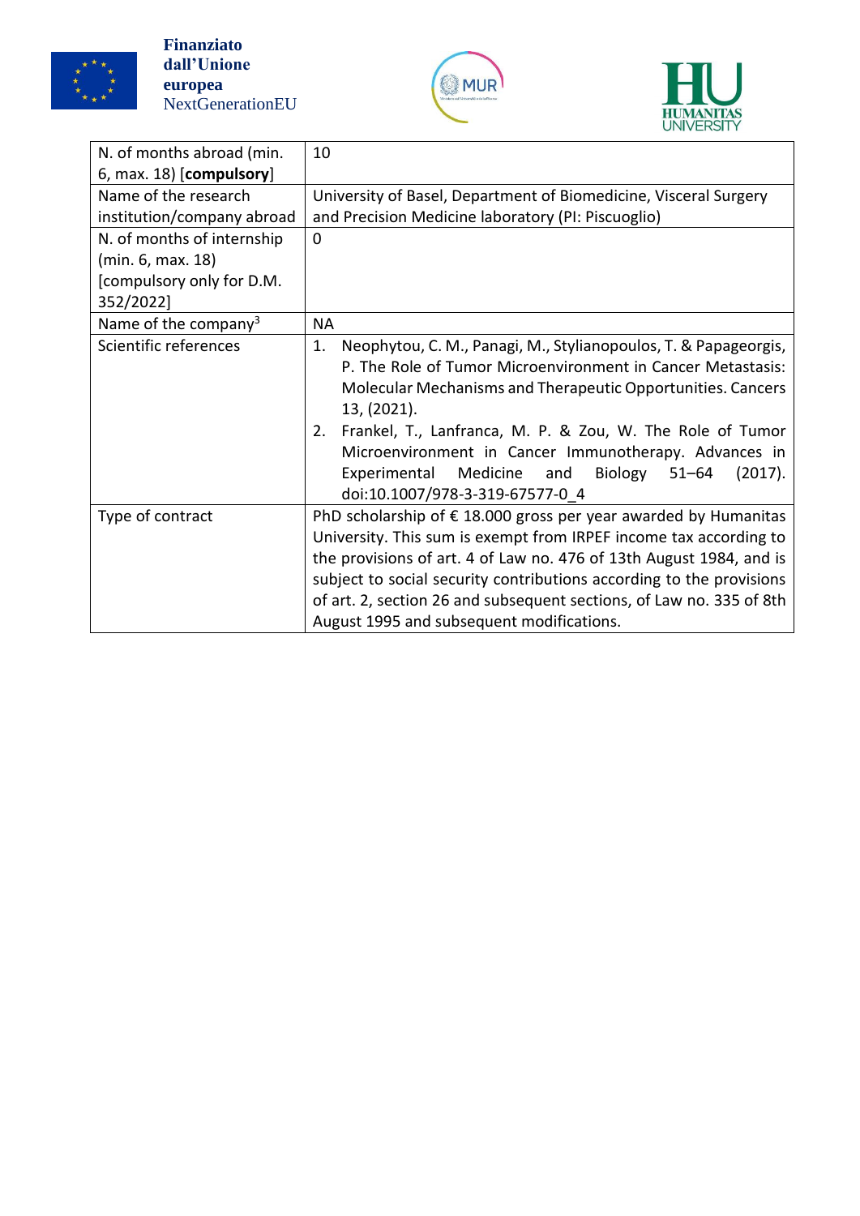| | |
|---|---|
| N. of months abroad (min. 6, max. 18) [**compulsory**] | 10 |
| Name of the research institution/company abroad | University of Basel, Department of Biomedicine, Visceral Surgery and Precision Medicine laboratory (PI: Piscuoglio) |
| N. of months of internship (min. 6, max. 18) [compulsory only for D.M. 352/2022] | 0 |
| Name of the company[3] | NA |
| Scientific references | 1. Neophytou, C. M., Panagi, M., Stylianopoulos, T. & Papageorgis, P. The Role of Tumor Microenvironment in Cancer Metastasis: Molecular Mechanisms and Therapeutic Opportunities. Cancers 13, (2021).<br>2. Frankel, T., Lanfranca, M. P. & Zou, W. The Role of Tumor Microenvironment in Cancer Immunotherapy. Advances in Experimental Medicine and Biology 51–64 (2017). doi:10.1007/978-3-319-67577-0_4 |
| Type of contract | PhD scholarship of € 18.000 gross per year awarded by Humanitas University. This sum is exempt from IRPEF income tax according to the provisions of art. 4 of Law no. 476 of 13th August 1984, and is subject to social security contributions according to the provisions of art. 2, section 26 and subsequent sections, of Law no. 335 of 8th August 1995 and subsequent modifications. |